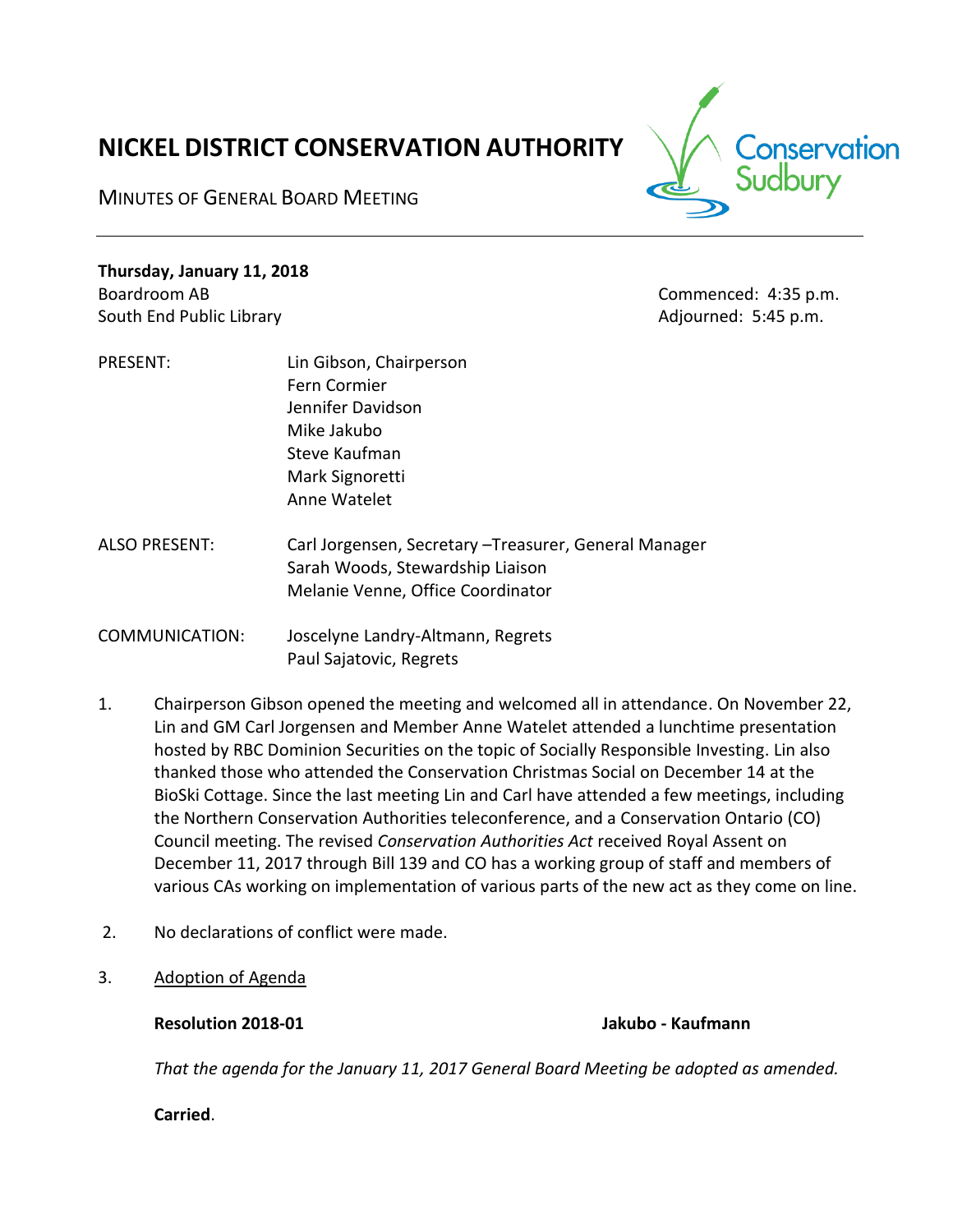# NICKEL DISTRICT CONSERVATION AUTHORITY

MINUTES OF GENERAL BOARD MEETING

**Thursday, January 11, 2018**
Boardroom AB
South End Public Library

Commenced: 4:35 p.m.
Adjourned: 5:45 p.m.

PRESENT: Lin Gibson, Chairperson
Fern Cormier
Jennifer Davidson
Mike Jakubo
Steve Kaufman
Mark Signoretti
Anne Watelet

ALSO PRESENT: Carl Jorgensen, Secretary –Treasurer, General Manager
Sarah Woods, Stewardship Liaison
Melanie Venne, Office Coordinator

COMMUNICATION: Joscelyne Landry-Altmann, Regrets
Paul Sajatovic, Regrets

1. Chairperson Gibson opened the meeting and welcomed all in attendance. On November 22, Lin and GM Carl Jorgensen and Member Anne Watelet attended a lunchtime presentation hosted by RBC Dominion Securities on the topic of Socially Responsible Investing. Lin also thanked those who attended the Conservation Christmas Social on December 14 at the BioSki Cottage. Since the last meeting Lin and Carl have attended a few meetings, including the Northern Conservation Authorities teleconference, and a Conservation Ontario (CO) Council meeting. The revised *Conservation Authorities Act* received Royal Assent on December 11, 2017 through Bill 139 and CO has a working group of staff and members of various CAs working on implementation of various parts of the new act as they come on line.

2. No declarations of conflict were made.

3. Adoption of Agenda

**Resolution 2018-01** **Jakubo - Kaufmann**

*That the agenda for the January 11, 2017 General Board Meeting be adopted as amended.*

**Carried**.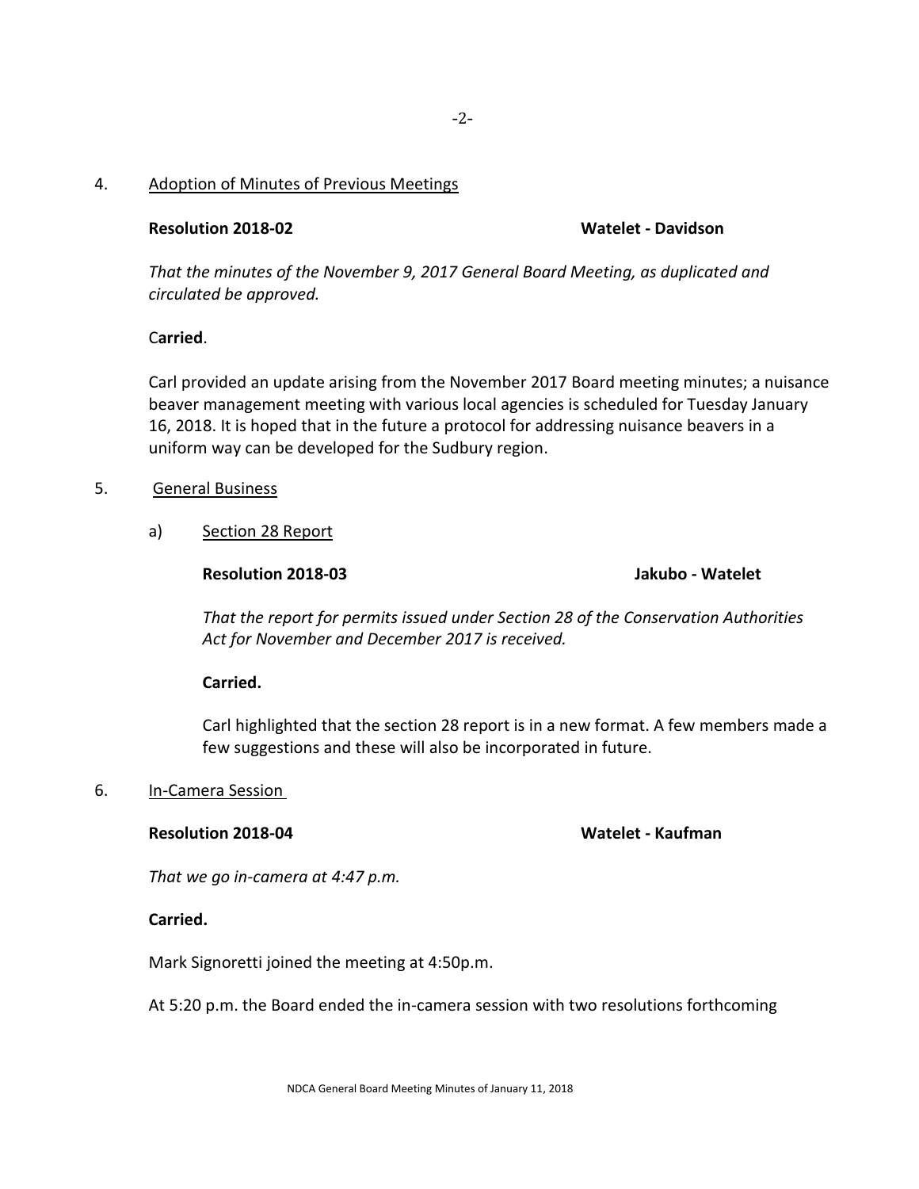4. Adoption of Minutes of Previous Meetings

**Resolution 2018-02** **Watelet - Davidson**

*That the minutes of the November 9, 2017 General Board Meeting, as duplicated and circulated be approved.*

C**arried**.

Carl provided an update arising from the November 2017 Board meeting minutes; a nuisance beaver management meeting with various local agencies is scheduled for Tuesday January 16, 2018. It is hoped that in the future a protocol for addressing nuisance beavers in a uniform way can be developed for the Sudbury region.

5. General Business

a) Section 28 Report

**Resolution 2018-03** **Jakubo - Watelet**

*That the report for permits issued under Section 28 of the Conservation Authorities Act for November and December 2017 is received.*

**Carried.**

Carl highlighted that the section 28 report is in a new format. A few members made a few suggestions and these will also be incorporated in future.

6. In-Camera Session

**Resolution 2018-04** **Watelet - Kaufman**

*That we go in-camera at 4:47 p.m.*

**Carried.**

Mark Signoretti joined the meeting at 4:50p.m.

At 5:20 p.m. the Board ended the in-camera session with two resolutions forthcoming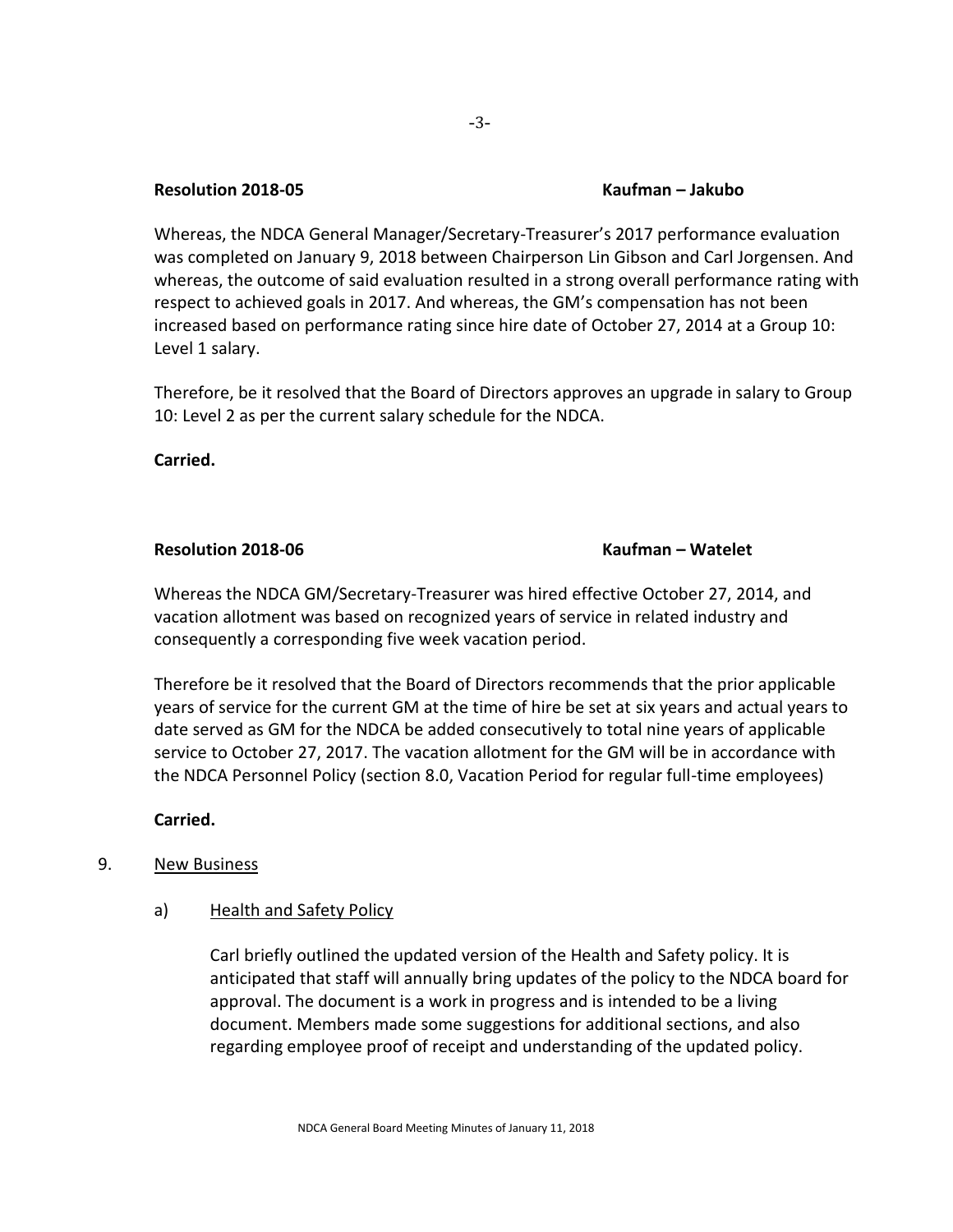**Resolution 2018-05** **Kaufman – Jakubo**

Whereas, the NDCA General Manager/Secretary-Treasurer's 2017 performance evaluation was completed on January 9, 2018 between Chairperson Lin Gibson and Carl Jorgensen. And whereas, the outcome of said evaluation resulted in a strong overall performance rating with respect to achieved goals in 2017. And whereas, the GM's compensation has not been increased based on performance rating since hire date of October 27, 2014 at a Group 10: Level 1 salary.

Therefore, be it resolved that the Board of Directors approves an upgrade in salary to Group 10: Level 2 as per the current salary schedule for the NDCA.

**Carried.**

**Resolution 2018-06** **Kaufman – Watelet**

Whereas the NDCA GM/Secretary-Treasurer was hired effective October 27, 2014, and vacation allotment was based on recognized years of service in related industry and consequently a corresponding five week vacation period.

Therefore be it resolved that the Board of Directors recommends that the prior applicable years of service for the current GM at the time of hire be set at six years and actual years to date served as GM for the NDCA be added consecutively to total nine years of applicable service to October 27, 2017. The vacation allotment for the GM will be in accordance with the NDCA Personnel Policy (section 8.0, Vacation Period for regular full-time employees)

**Carried.**

9. New Business

   a) Health and Safety Policy

      Carl briefly outlined the updated version of the Health and Safety policy. It is anticipated that staff will annually bring updates of the policy to the NDCA board for approval. The document is a work in progress and is intended to be a living document. Members made some suggestions for additional sections, and also regarding employee proof of receipt and understanding of the updated policy.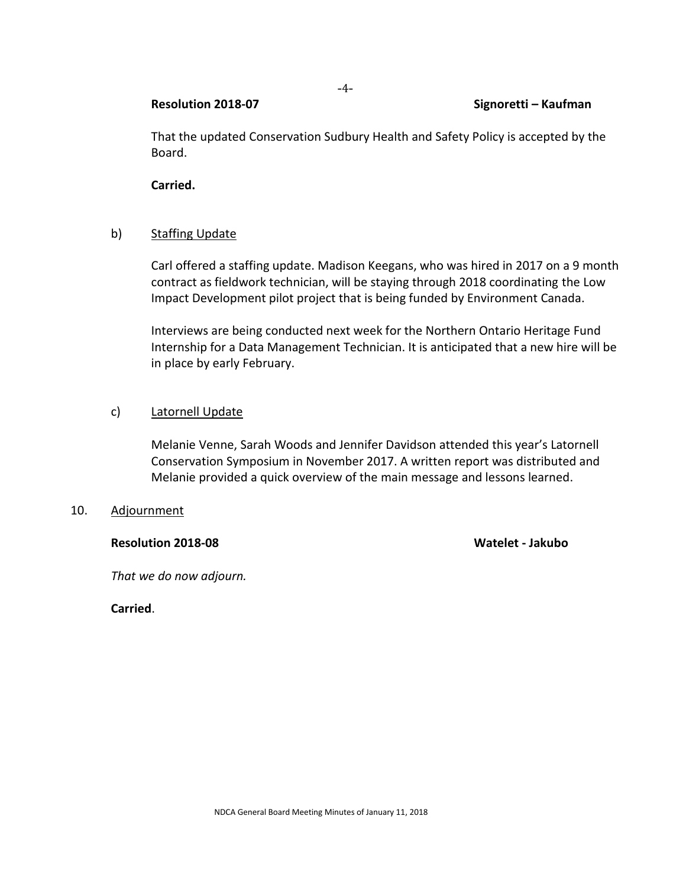**Resolution 2018-07** **Signoretti – Kaufman**

That the updated Conservation Sudbury Health and Safety Policy is accepted by the Board.

**Carried.**

b) Staffing Update

Carl offered a staffing update. Madison Keegans, who was hired in 2017 on a 9 month contract as fieldwork technician, will be staying through 2018 coordinating the Low Impact Development pilot project that is being funded by Environment Canada.

Interviews are being conducted next week for the Northern Ontario Heritage Fund Internship for a Data Management Technician. It is anticipated that a new hire will be in place by early February.

c) Latornell Update

Melanie Venne, Sarah Woods and Jennifer Davidson attended this year's Latornell Conservation Symposium in November 2017. A written report was distributed and Melanie provided a quick overview of the main message and lessons learned.

10. Adjournment

**Resolution 2018-08** **Watelet - Jakubo**

*That we do now adjourn.*

**Carried**.